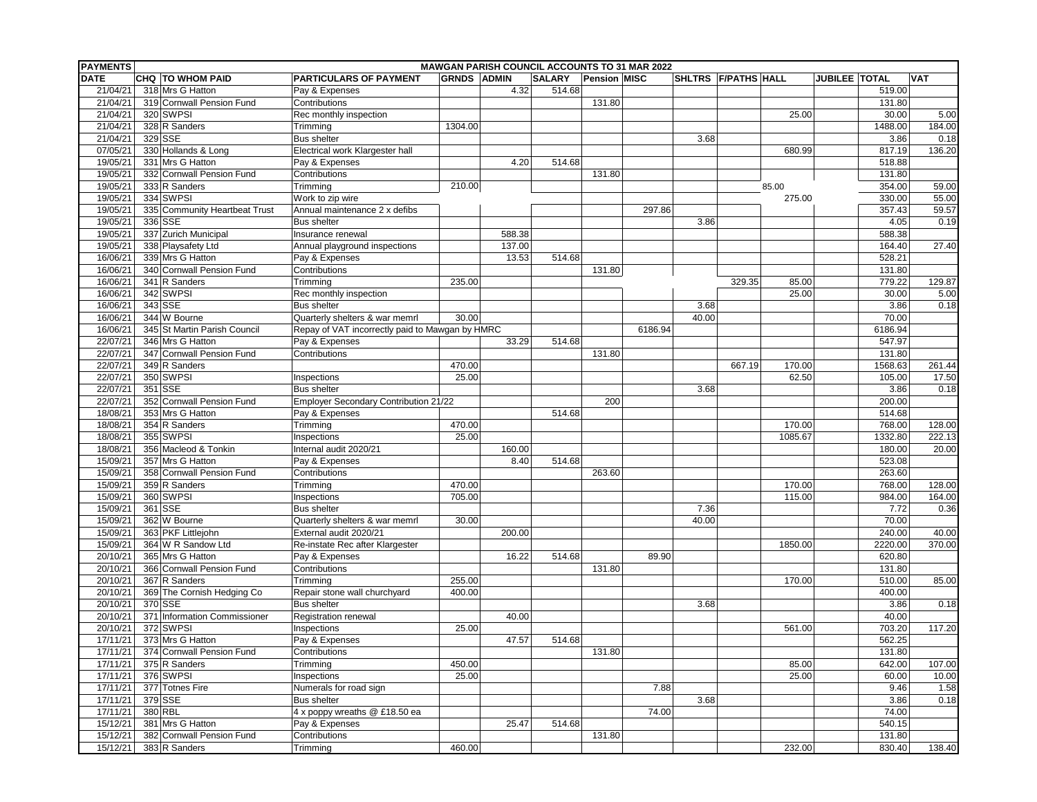| PAYMENTS | | | MAWGAN PARISH COUNCIL ACCOUNTS TO 31 MAR 2022 | | | | | | | | | | | |
|---|---|---|---|---|---|---|---|---|---|---|---|---|---|---|
| DATE | CHQ | TO WHOM PAID | PARTICULARS OF PAYMENT | GRNDS | ADMIN | SALARY | Pension | MISC | SHLTRS | F/PATHS | HALL | JUBILEE | TOTAL | VAT |
| 21/04/21 | 318 | Mrs G Hatton | Pay & Expenses | | 4.32 | 514.68 | | | | | | | 519.00 | |
| 21/04/21 | 319 | Cornwall Pension Fund | Contributions | | | | 131.80 | | | | | | 131.80 | |
| 21/04/21 | 320 | SWPSI | Rec monthly inspection | | | | | | | | 25.00 | | 30.00 | 5.00 |
| 21/04/21 | 328 | R Sanders | Trimming | 1304.00 | | | | | | | | | 1488.00 | 184.00 |
| 21/04/21 | 329 | SSE | Bus shelter | | | | | | 3.68 | | | | 3.86 | 0.18 |
| 07/05/21 | 330 | Hollands & Long | Electrical work Klargester hall | | | | | | | | 680.99 | | 817.19 | 136.20 |
| 19/05/21 | 331 | Mrs G Hatton | Pay & Expenses | | 4.20 | 514.68 | | | | | | | 518.88 | |
| 19/05/21 | 332 | Cornwall Pension Fund | Contributions | | | | 131.80 | | | | | | 131.80 | |
| 19/05/21 | 333 | R Sanders | Trimming | 210.00 | | | | | | | 85.00 | | 354.00 | 59.00 |
| 19/05/21 | 334 | SWPSI | Work to zip wire | | | | | | | | 275.00 | | 330.00 | 55.00 |
| 19/05/21 | 335 | Community Heartbeat Trust | Annual maintenance 2 x defibs | | | | | 297.86 | | | | | 357.43 | 59.57 |
| 19/05/21 | 336 | SSE | Bus shelter | | | | | | 3.86 | | | | 4.05 | 0.19 |
| 19/05/21 | 337 | Zurich Municipal | Insurance renewal | | 588.38 | | | | | | | | 588.38 | |
| 19/05/21 | 338 | Playsafety Ltd | Annual playground inspections | | 137.00 | | | | | | | | 164.40 | 27.40 |
| 16/06/21 | 339 | Mrs G Hatton | Pay & Expenses | | 13.53 | 514.68 | | | | | | | 528.21 | |
| 16/06/21 | 340 | Cornwall Pension Fund | Contributions | | | | 131.80 | | | | | | 131.80 | |
| 16/06/21 | 341 | R Sanders | Trimming | 235.00 | | | | | | 329.35 | 85.00 | | 779.22 | 129.87 |
| 16/06/21 | 342 | SWPSI | Rec monthly inspection | | | | | | | | 25.00 | | 30.00 | 5.00 |
| 16/06/21 | 343 | SSE | Bus shelter | | | | | | 3.68 | | | | 3.86 | 0.18 |
| 16/06/21 | 344 | W Bourne | Quarterly shelters & war memrl | 30.00 | | | | | 40.00 | | | | 70.00 | |
| 16/06/21 | 345 | St Martin Parish Council | Repay of VAT incorrectly paid to Mawgan by HMRC | | | | | 6186.94 | | | | | 6186.94 | |
| 22/07/21 | 346 | Mrs G Hatton | Pay & Expenses | | 33.29 | 514.68 | | | | | | | 547.97 | |
| 22/07/21 | 347 | Cornwall Pension Fund | Contributions | | | | 131.80 | | | | | | 131.80 | |
| 22/07/21 | 349 | R Sanders | | 470.00 | | | | | | 667.19 | 170.00 | | 1568.63 | 261.44 |
| 22/07/21 | 350 | SWPSI | Inspections | 25.00 | | | | | | | 62.50 | | 105.00 | 17.50 |
| 22/07/21 | 351 | SSE | Bus shelter | | | | | | 3.68 | | | | 3.86 | 0.18 |
| 22/07/21 | 352 | Cornwall Pension Fund | Employer Secondary Contribution 21/22 | | | | 200 | | | | | | 200.00 | |
| 18/08/21 | 353 | Mrs G Hatton | Pay & Expenses | | | 514.68 | | | | | | | 514.68 | |
| 18/08/21 | 354 | R Sanders | Trimming | 470.00 | | | | | | | 170.00 | | 768.00 | 128.00 |
| 18/08/21 | 355 | SWPSI | Inspections | 25.00 | | | | | | | 1085.67 | | 1332.80 | 222.13 |
| 18/08/21 | 356 | Macleod & Tonkin | Internal audit 2020/21 | | 160.00 | | | | | | | | 180.00 | 20.00 |
| 15/09/21 | 357 | Mrs G Hatton | Pay & Expenses | | 8.40 | 514.68 | | | | | | | 523.08 | |
| 15/09/21 | 358 | Cornwall Pension Fund | Contributions | | | | 263.60 | | | | | | 263.60 | |
| 15/09/21 | 359 | R Sanders | Trimming | 470.00 | | | | | | | 170.00 | | 768.00 | 128.00 |
| 15/09/21 | 360 | SWPSI | Inspections | 705.00 | | | | | | | 115.00 | | 984.00 | 164.00 |
| 15/09/21 | 361 | SSE | Bus shelter | | | | | | 7.36 | | | | 7.72 | 0.36 |
| 15/09/21 | 362 | W Bourne | Quarterly shelters & war memrl | 30.00 | | | | | 40.00 | | | | 70.00 | |
| 15/09/21 | 363 | PKF Littlejohn | External audit 2020/21 | | 200.00 | | | | | | | | 240.00 | 40.00 |
| 15/09/21 | 364 | W R Sandow Ltd | Re-instate Rec after Klargester | | | | | | | | 1850.00 | | 2220.00 | 370.00 |
| 20/10/21 | 365 | Mrs G Hatton | Pay & Expenses | | 16.22 | 514.68 | | 89.90 | | | | | 620.80 | |
| 20/10/21 | 366 | Cornwall Pension Fund | Contributions | | | | 131.80 | | | | | | 131.80 | |
| 20/10/21 | 367 | R Sanders | Trimming | 255.00 | | | | | | | 170.00 | | 510.00 | 85.00 |
| 20/10/21 | 369 | The Cornish Hedging Co | Repair stone wall churchyard | 400.00 | | | | | | | | | 400.00 | |
| 20/10/21 | 370 | SSE | Bus shelter | | | | | | 3.68 | | | | 3.86 | 0.18 |
| 20/10/21 | 371 | Information Commissioner | Registration renewal | | 40.00 | | | | | | | | 40.00 | |
| 20/10/21 | 372 | SWPSI | Inspections | 25.00 | | | | | | | 561.00 | | 703.20 | 117.20 |
| 17/11/21 | 373 | Mrs G Hatton | Pay & Expenses | | 47.57 | 514.68 | | | | | | | 562.25 | |
| 17/11/21 | 374 | Cornwall Pension Fund | Contributions | | | | 131.80 | | | | | | 131.80 | |
| 17/11/21 | 375 | R Sanders | Trimming | 450.00 | | | | | | | 85.00 | | 642.00 | 107.00 |
| 17/11/21 | 376 | SWPSI | Inspections | 25.00 | | | | | | | 25.00 | | 60.00 | 10.00 |
| 17/11/21 | 377 | Totnes Fire | Numerals for road sign | | | | | 7.88 | | | | | 9.46 | 1.58 |
| 17/11/21 | 379 | SSE | Bus shelter | | | | | | 3.68 | | | | 3.86 | 0.18 |
| 17/11/21 | 380 | RBL | 4 x poppy wreaths @ £18.50 ea | | | | | 74.00 | | | | | 74.00 | |
| 15/12/21 | 381 | Mrs G Hatton | Pay & Expenses | | 25.47 | 514.68 | | | | | | | 540.15 | |
| 15/12/21 | 382 | Cornwall Pension Fund | Contributions | | | | 131.80 | | | | | | 131.80 | |
| 15/12/21 | 383 | R Sanders | Trimming | 460.00 | | | | | | | 232.00 | | 830.40 | 138.40 |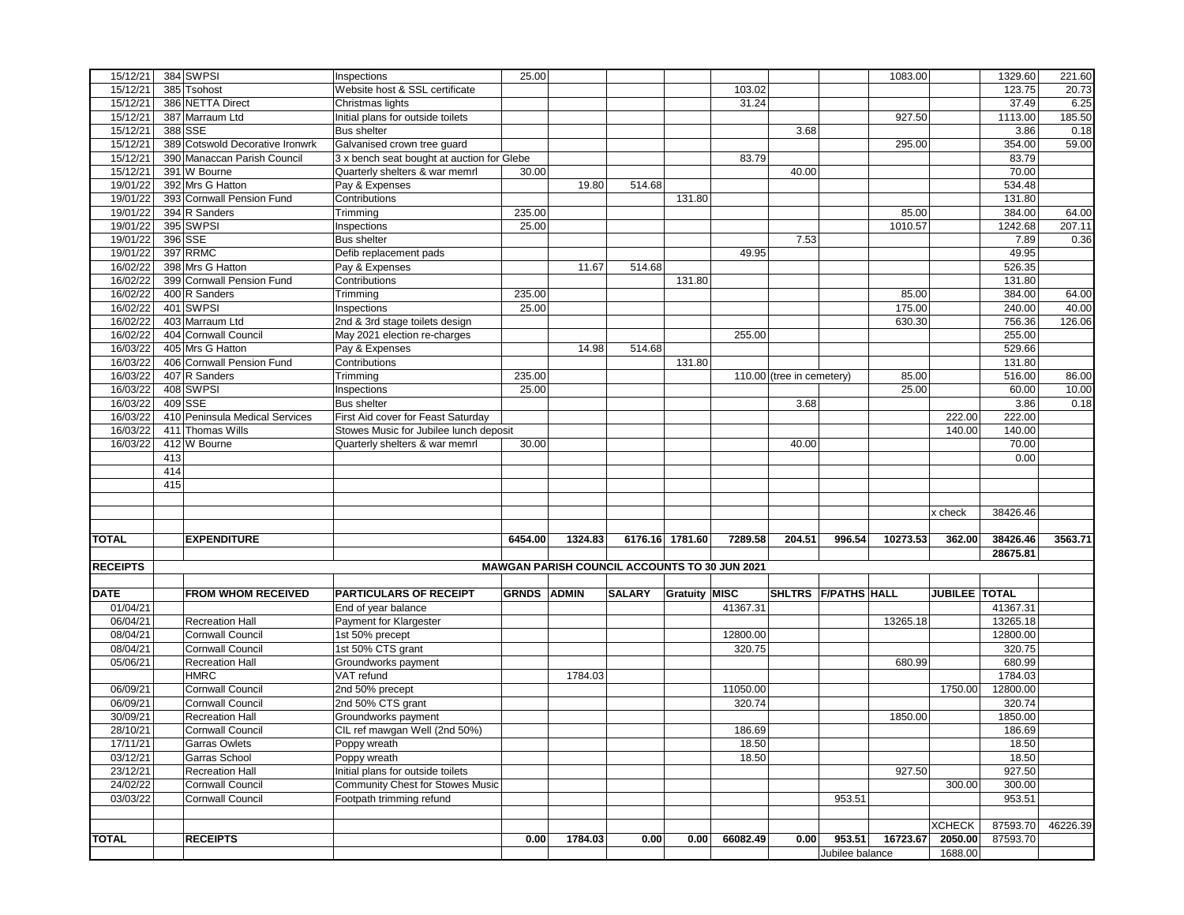| | | | | | | | | | | | | | | |
|---|---|---|---|---|---|---|---|---|---|---|---|---|---|---|
| 15/12/21 | 384 | SWPSI | Inspections | 25.00 | | | | | | | 1083.00 | | 1329.60 | 221.60 |
| 15/12/21 | 385 | Tsohost | Website host & SSL certificate | | | | | 103.02 | | | | | 123.75 | 20.73 |
| 15/12/21 | 386 | NETTA Direct | Christmas lights | | | | | 31.24 | | | | | 37.49 | 6.25 |
| 15/12/21 | 387 | Marraum Ltd | Initial plans for outside toilets | | | | | | | | 927.50 | | 1113.00 | 185.50 |
| 15/12/21 | 388 | SSE | Bus shelter | | | | | | 3.68 | | | | 3.86 | 0.18 |
| 15/12/21 | 389 | Cotswold Decorative Ironwrk | Galvanised crown tree guard | | | | | | | | 295.00 | | 354.00 | 59.00 |
| 15/12/21 | 390 | Manaccan Parish Council | 3 x bench seat bought at auction for Glebe | | | | | 83.79 | | | | | 83.79 | |
| 15/12/21 | 391 | W Bourne | Quarterly shelters & war memrl | 30.00 | | | | | 40.00 | | | | 70.00 | |
| 19/01/22 | 392 | Mrs G Hatton | Pay & Expenses | | 19.80 | 514.68 | | | | | | | 534.48 | |
| 19/01/22 | 393 | Cornwall Pension Fund | Contributions | | | | 131.80 | | | | | | 131.80 | |
| 19/01/22 | 394 | R Sanders | Trimming | 235.00 | | | | | | | 85.00 | | 384.00 | 64.00 |
| 19/01/22 | 395 | SWPSI | Inspections | 25.00 | | | | | | | 1010.57 | | 1242.68 | 207.11 |
| 19/01/22 | 396 | SSE | Bus shelter | | | | | | 7.53 | | | | 7.89 | 0.36 |
| 19/01/22 | 397 | RRMC | Defib replacement pads | | | | | 49.95 | | | | | 49.95 | |
| 16/02/22 | 398 | Mrs G Hatton | Pay & Expenses | | 11.67 | 514.68 | | | | | | | 526.35 | |
| 16/02/22 | 399 | Cornwall Pension Fund | Contributions | | | | 131.80 | | | | | | 131.80 | |
| 16/02/22 | 400 | R Sanders | Trimming | 235.00 | | | | | | | 85.00 | | 384.00 | 64.00 |
| 16/02/22 | 401 | SWPSI | Inspections | 25.00 | | | | | | | 175.00 | | 240.00 | 40.00 |
| 16/02/22 | 403 | Marraum Ltd | 2nd & 3rd stage toilets design | | | | | | | | 630.30 | | 756.36 | 126.06 |
| 16/02/22 | 404 | Cornwall Council | May 2021 election re-charges | | | | | 255.00 | | | | | 255.00 | |
| 16/03/22 | 405 | Mrs G Hatton | Pay & Expenses | | 14.98 | 514.68 | | | | | | | 529.66 | |
| 16/03/22 | 406 | Cornwall Pension Fund | Contributions | | | | 131.80 | | | | | | 131.80 | |
| 16/03/22 | 407 | R Sanders | Trimming | 235.00 | | | | 110.00 | (tree in cemetery) | | 85.00 | | 516.00 | 86.00 |
| 16/03/22 | 408 | SWPSI | Inspections | 25.00 | | | | | | | 25.00 | | 60.00 | 10.00 |
| 16/03/22 | 409 | SSE | Bus shelter | | | | | | 3.68 | | | | 3.86 | 0.18 |
| 16/03/22 | 410 | Peninsula Medical Services | First Aid cover for Feast Saturday | | | | | | | | | 222.00 | 222.00 | |
| 16/03/22 | 411 | Thomas Wills | Stowes Music for Jubilee lunch deposit | | | | | | | | | 140.00 | 140.00 | |
| 16/03/22 | 412 | W Bourne | Quarterly shelters & war memrl | 30.00 | | | | | 40.00 | | | | 70.00 | |
| | 413 | | | | | | | | | | | | 0.00 | |
| | 414 | | | | | | | | | | | | | |
| | 415 | | | | | | | | | | | | | |
| | | | | | | | | | | | | x check | 38426.46 | |
| **TOTAL** | | **EXPENDITURE** | | **6454.00** | **1324.83** | **6176.16** | **1781.60** | **7289.58** | **204.51** | **996.54** | **10273.53** | **362.00** | **38426.46** | **3563.71** |
| | | | | | | | | | | | | | **28675.81** | |

| **RECEIPTS** | | **MAWGAN PARISH COUNCIL ACCOUNTS TO 30 JUN 2021** | | | | | | | | | | | | |
|---|---|---|---|---|---|---|---|---|---|---|---|---|---|---|
| **DATE** | | **FROM WHOM RECEIVED** | **PARTICULARS OF RECEIPT** | **GRNDS** | **ADMIN** | **SALARY** | **Gratuity** | **MISC** | **SHLTRS** | **F/PATHS** | **HALL** | **JUBILEE** | **TOTAL** | |
| 01/04/21 | | | End of year balance | | | | | 41367.31 | | | | | 41367.31 | |
| 06/04/21 | | Recreation Hall | Payment for Klargester | | | | | | | | 13265.18 | | 13265.18 | |
| 08/04/21 | | Cornwall Council | 1st 50% precept | | | | | 12800.00 | | | | | 12800.00 | |
| 08/04/21 | | Cornwall Council | 1st 50% CTS grant | | | | | 320.75 | | | | | 320.75 | |
| 05/06/21 | | Recreation Hall | Groundworks payment | | | | | | | | 680.99 | | 680.99 | |
| | | HMRC | VAT refund | | 1784.03 | | | | | | | | 1784.03 | |
| 06/09/21 | | Cornwall Council | 2nd 50% precept | | | | | 11050.00 | | | | 1750.00 | 12800.00 | |
| 06/09/21 | | Cornwall Council | 2nd 50% CTS grant | | | | | 320.74 | | | | | 320.74 | |
| 30/09/21 | | Recreation Hall | Groundworks payment | | | | | | | | 1850.00 | | 1850.00 | |
| 28/10/21 | | Cornwall Council | CIL ref mawgan Well (2nd 50%) | | | | | 186.69 | | | | | 186.69 | |
| 17/11/21 | | Garras Owlets | Poppy wreath | | | | | 18.50 | | | | | 18.50 | |
| 03/12/21 | | Garras School | Poppy wreath | | | | | 18.50 | | | | | 18.50 | |
| 23/12/21 | | Recreation Hall | Initial plans for outside toilets | | | | | | | | 927.50 | | 927.50 | |
| 24/02/22 | | Cornwall Council | Community Chest for Stowes Music | | | | | | | | | 300.00 | 300.00 | |
| 03/03/22 | | Cornwall Council | Footpath trimming refund | | | | | | | 953.51 | | | 953.51 | |
| | | | | | | | | | | | | XCHECK | 87593.70 | 46226.39 |
| **TOTAL** | | **RECEIPTS** | | **0.00** | **1784.03** | **0.00** | **0.00** | **66082.49** | **0.00** | **953.51** | **16723.67** | **2050.00** | **87593.70** | |
| | | | | | | | | | | Jubilee balance | | 1688.00 | | |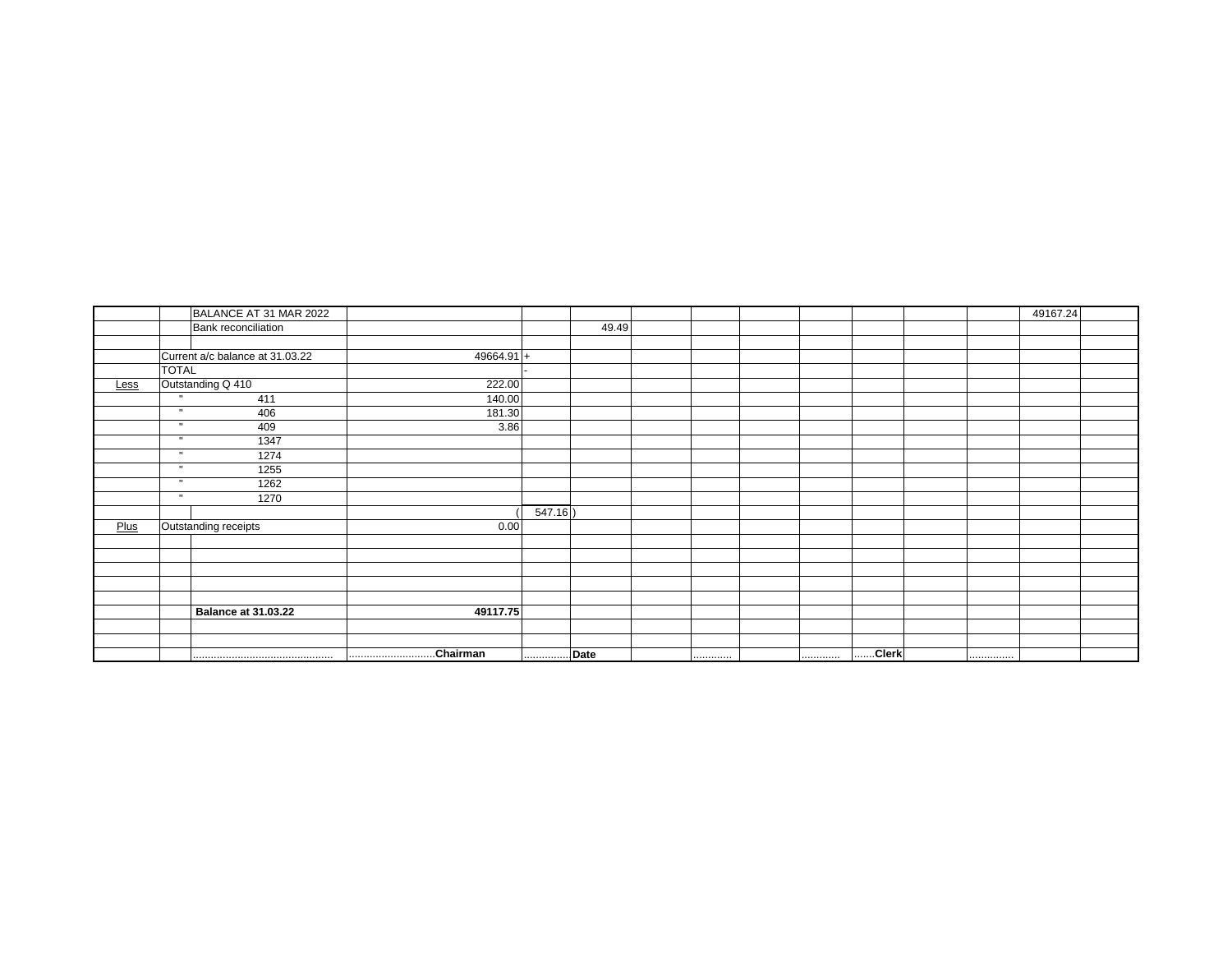| | | | | | | | | | | | | | | | | |
|---|---|---|---|---|---|---|---|---|---|---|---|---|---|---|---|---|
| | | BALANCE AT 31 MAR 2022 | | | | | | | | | | | | 49167.24 | |
| | | Bank reconciliation | | | 49.49 | | | | | | | | | | |
| | | | | | | | | | | | | | | | |
| | Current a/c balance at 31.03.22 | | 49664.91 | + | | | | | | | | | | | |
| | TOTAL | | | - | | | | | | | | | | | |
| Less | Outstanding Q 410 | | 222.00 | | | | | | | | | | | | |
| | " | 411 | 140.00 | | | | | | | | | | | | |
| | " | 406 | 181.30 | | | | | | | | | | | | |
| | " | 409 | 3.86 | | | | | | | | | | | | |
| | " | 1347 | | | | | | | | | | | | | |
| | " | 1274 | | | | | | | | | | | | | |
| | " | 1255 | | | | | | | | | | | | | |
| | " | 1262 | | | | | | | | | | | | | |
| | " | 1270 | | | | | | | | | | | | | |
| | | | ( | 547.16 | ) | | | | | | | | | | |
| Plus | Outstanding receipts | | 0.00 | | | | | | | | | | | | |
| | | | | | | | | | | | | | | | |
| | | | | | | | | | | | | | | | |
| | | | | | | | | | | | | | | | |
| | | | | | | | | | | | | | | | |
| | | | | | | | | | | | | | | | |
| | | **Balance at 31.03.22** | **49117.75** | | | | | | | | | | | | |
| | | | | | | | | | | | | | | | |
| | | | | | | | | | | | | | | | |
| | | .............................................. | .............................**Chairman** | ............... | **Date** | | ............ | | ............ | .......**Clerk** | | .............. | | | |